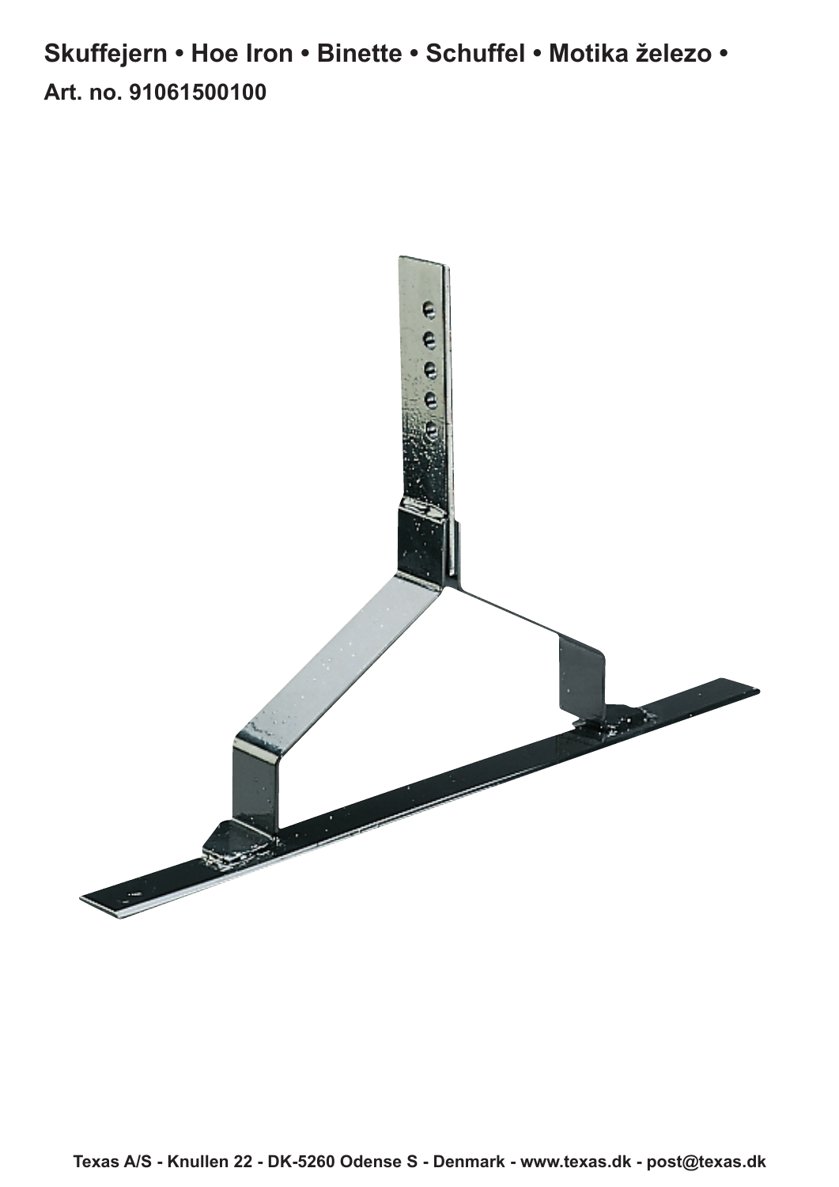# Skuffejern • Hoe Iron • Binette • Schuffel • Motika železo •

## Art. no. 91061500100

Texas A/S - Knullen 22 - DK-5260 Odense S - Denmark - www.texas.dk - post@texas.dk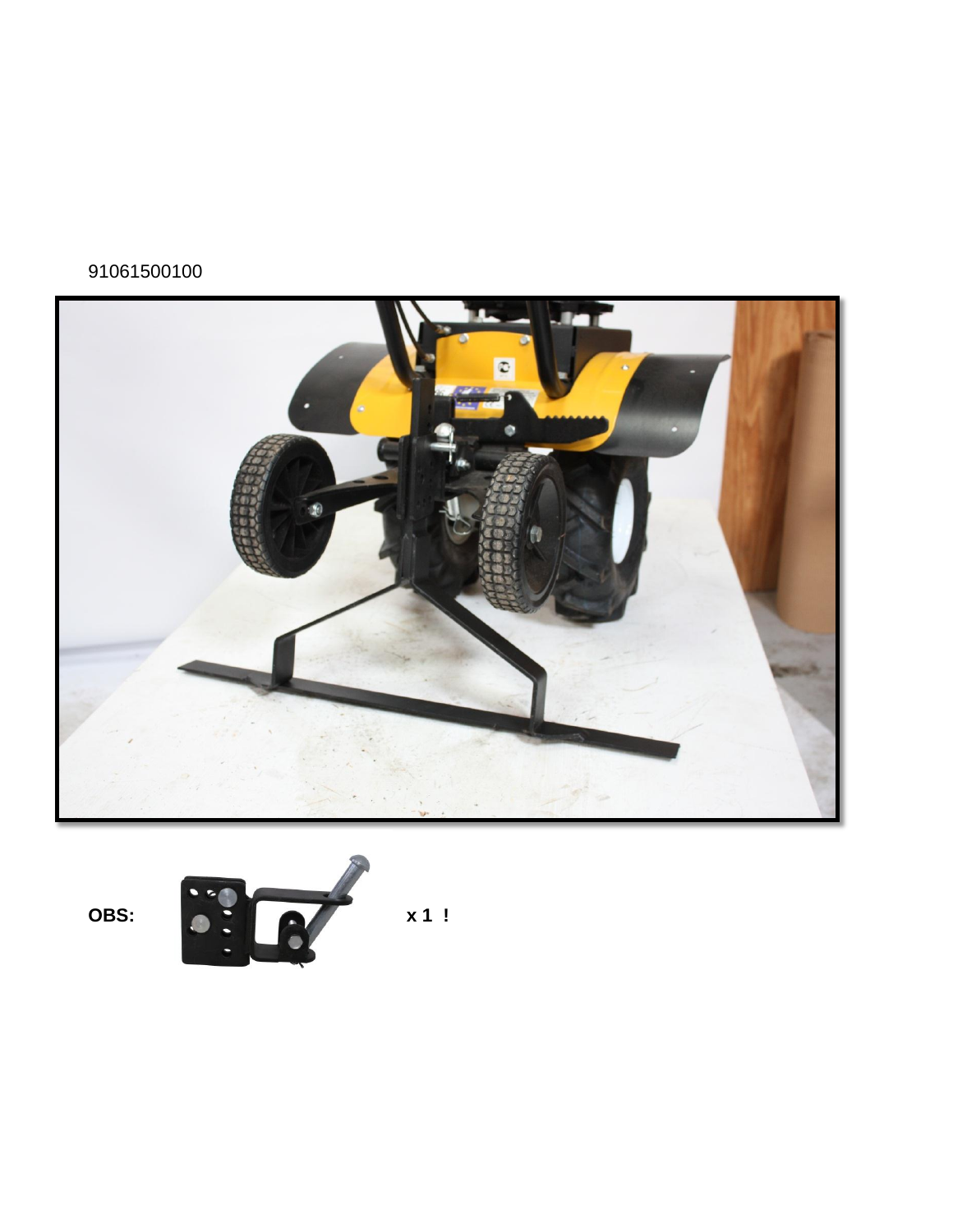91061500100

**OBS:** x 1 !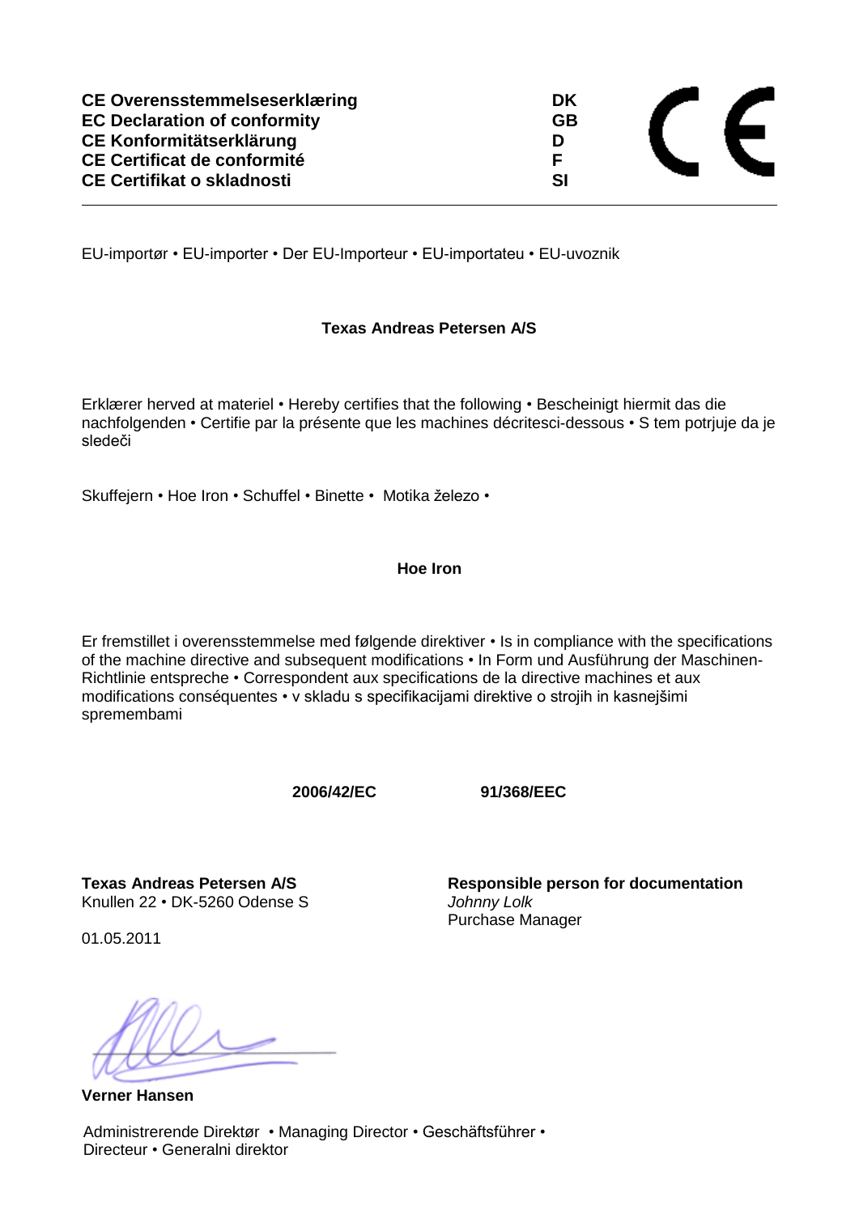**CE Overensstemmelseserklæring** **DK**
**EC Declaration of conformity** **GB**
**CE Konformitätserklärung** **D**
**CE Certificat de conformité** **F**
**CE Certifikat o skladnosti** **SI**

CE

---

EU-importør • EU-importer • Der EU-Importeur • EU-importateu • EU-uvoznik

**Texas Andreas Petersen A/S**

Erklærer herved at materiel • Hereby certifies that the following • Bescheinigt hiermit das die nachfolgenden • Certifie par la présente que les machines décritesci-dessous • S tem potrjuje da je sledeči

Skuffejern • Hoe Iron • Schuffel • Binette • Motika železo •

**Hoe Iron**

Er fremstillet i overensstemmelse med følgende direktiver • Is in compliance with the specifications of the machine directive and subsequent modifications • In Form und Ausführung der Maschinen-Richtlinie entspreche • Correspondent aux specifications de la directive machines et aux modifications conséquentes • v skladu s specifikacijami direktive o strojih in kasnejšimi spremembami

**2006/42/EC** **91/368/EEC**

**Texas Andreas Petersen A/S**
Knullen 22 • DK-5260 Odense S

01.05.2011

**Responsible person for documentation**
*Johnny Lolk*
Purchase Manager

**Verner Hansen**

Administrerende Direktør • Managing Director • Geschäftsführer • Directeur • Generalni direktor